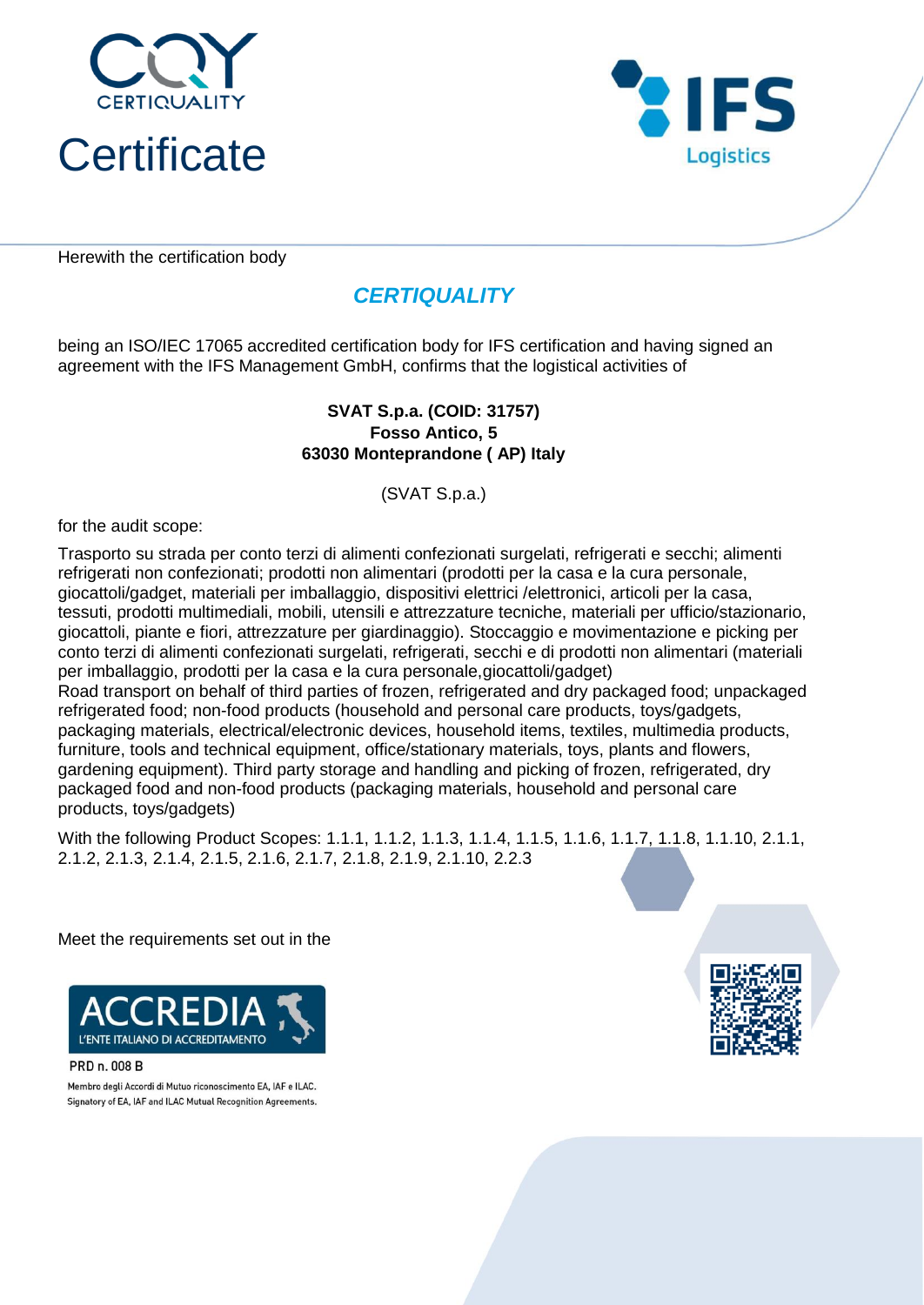CERTIQUALITY

# Certificate

IFS Logistics

Herewith the certification body

## *CERTIQUALITY*

being an ISO/IEC 17065 accredited certification body for IFS certification and having signed an agreement with the IFS Management GmbH, confirms that the logistical activities of

**SVAT S.p.a. (COID: 31757)**
**Fosso Antico, 5**
**63030 Monteprandone ( AP) Italy**

(SVAT S.p.a.)

for the audit scope:

Trasporto su strada per conto terzi di alimenti confezionati surgelati, refrigerati e secchi; alimenti refrigerati non confezionati; prodotti non alimentari (prodotti per la casa e la cura personale, giocattoli/gadget, materiali per imballaggio, dispositivi elettrici /elettronici, articoli per la casa, tessuti, prodotti multimediali, mobili, utensili e attrezzature tecniche, materiali per ufficio/stazionario, giocattoli, piante e fiori, attrezzature per giardinaggio). Stoccaggio e movimentazione e picking per conto terzi di alimenti confezionati surgelati, refrigerati, secchi e di prodotti non alimentari (materiali per imballaggio, prodotti per la casa e la cura personale,giocattoli/gadget)
Road transport on behalf of third parties of frozen, refrigerated and dry packaged food; unpackaged refrigerated food; non-food products (household and personal care products, toys/gadgets, packaging materials, electrical/electronic devices, household items, textiles, multimedia products, furniture, tools and technical equipment, office/stationary materials, toys, plants and flowers, gardening equipment). Third party storage and handling and picking of frozen, refrigerated, dry packaged food and non-food products (packaging materials, household and personal care products, toys/gadgets)

With the following Product Scopes: 1.1.1, 1.1.2, 1.1.3, 1.1.4, 1.1.5, 1.1.6, 1.1.7, 1.1.8, 1.1.10, 2.1.1, 2.1.2, 2.1.3, 2.1.4, 2.1.5, 2.1.6, 2.1.7, 2.1.8, 2.1.9, 2.1.10, 2.2.3

Meet the requirements set out in the

ACCREDIA
L'ENTE ITALIANO DI ACCREDITAMENTO

PRD n. 008 B

Membro degli Accordi di Mutuo riconoscimento EA, IAF e ILAC.
Signatory of EA, IAF and ILAC Mutual Recognition Agreements.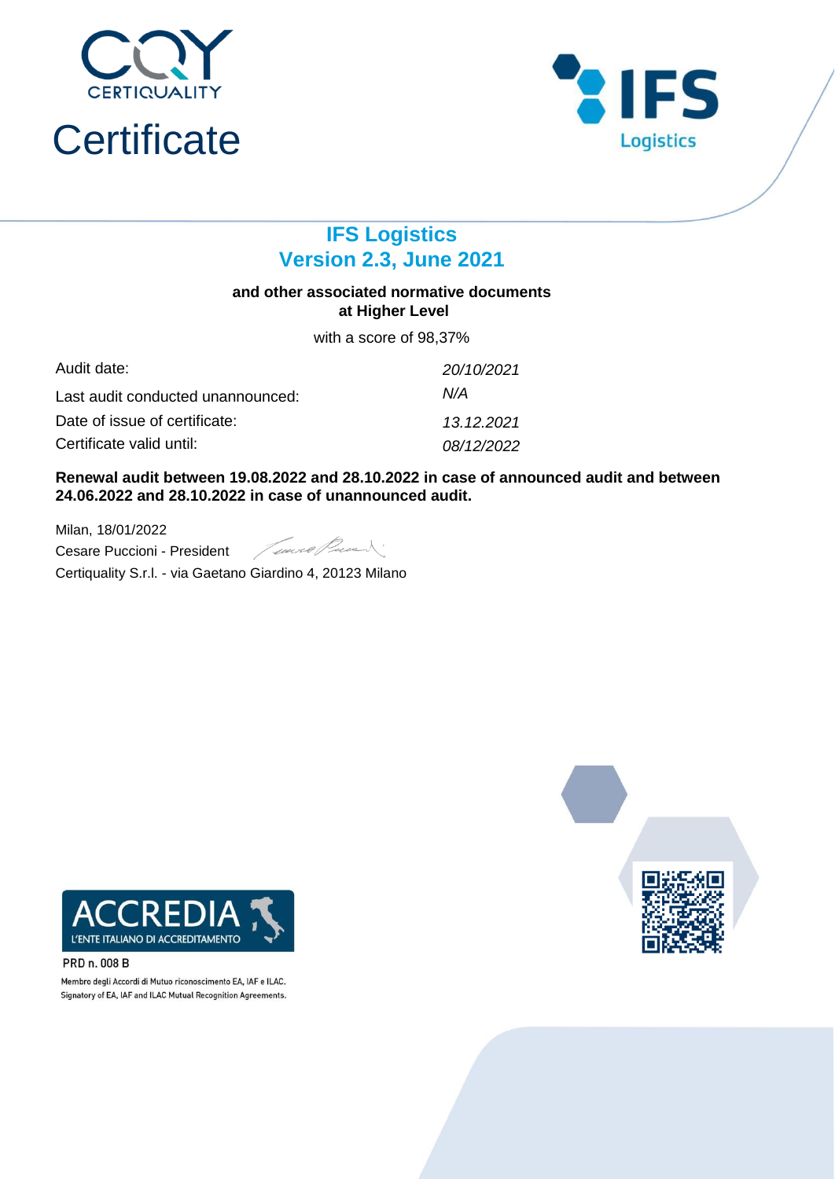CERTIQUALITY

# Certificate

IFS Logistics

## IFS Logistics
## Version 2.3, June 2021

**and other associated normative documents**
**at Higher Level**

with a score of 98,37%

| | |
|---|---|
| Audit date: | *20/10/2021* |
| Last audit conducted unannounced: | *N/A* |
| Date of issue of certificate: | *13.12.2021* |
| Certificate valid until: | *08/12/2022* |

**Renewal audit between 19.08.2022 and 28.10.2022 in case of announced audit and between 24.06.2022 and 28.10.2022 in case of unannounced audit.**

Milan, 18/01/2022

Cesare Puccioni - President

Certiquality S.r.l. - via Gaetano Giardino 4, 20123 Milano

ACCREDIA
L'ENTE ITALIANO DI ACCREDITAMENTO

PRD n. 008 B

Membro degli Accordi di Mutuo riconoscimento EA, IAF e ILAC.
Signatory of EA, IAF and ILAC Mutual Recognition Agreements.